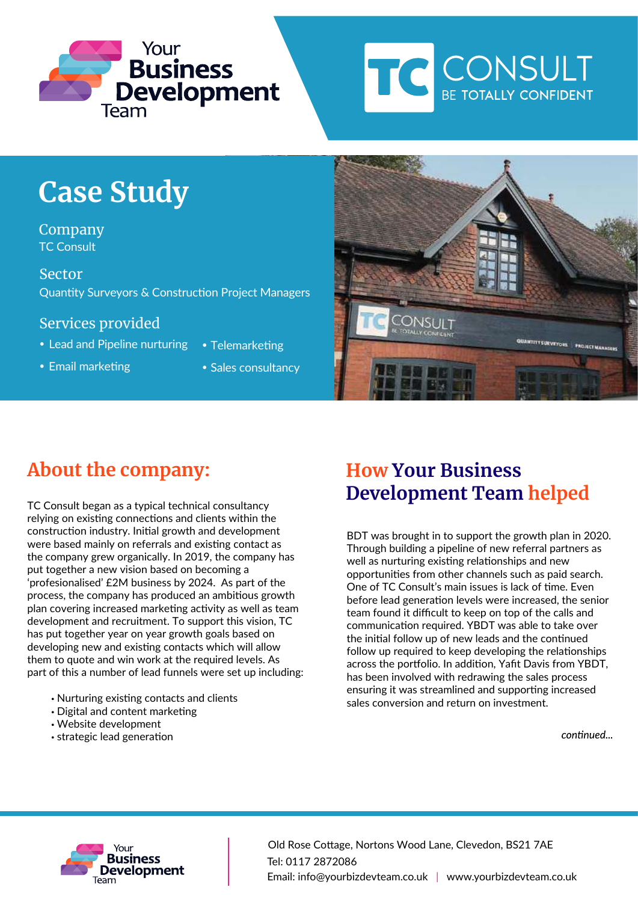# Case Study

## Company

TC Consult

## Sector

Quantity Surveyors & Construction Project Managers

## Services provided

- Lead and Pipeline nurturing
- Telemarketing
- Email marketing
- Sales consultancy

## About the company:

TC Consult began as a typical technical consultancy relying on existing connections and clients within the construction industry. Initial growth and development were based mainly on referrals and existing contact as the company grew organically. In 2019, the company has put together a new vision based on becoming a 'profesionalised' £2M business by 2024. As part of the process, the company has produced an ambitious growth plan covering increased marketing activity as well as team development and recruitment. To support this vision, TC has put together year on year growth goals based on developing new and existing contacts which will allow them to quote and win work at the required levels. As part of this a number of lead funnels were set up including:

- Nurturing existing contacts and clients
- Digital and content marketing
- Website development
- strategic lead generation

## How Your Business Development Team helped

BDT was brought in to support the growth plan in 2020. Through building a pipeline of new referral partners as well as nurturing existing relationships and new opportunities from other channels such as paid search. One of TC Consult's main issues is lack of time. Even before lead generation levels were increased, the senior team found it difficult to keep on top of the calls and communication required. YBDT was able to take over the initial follow up of new leads and the continued follow up required to keep developing the relationships across the portfolio. In addition, Yafit Davis from YBDT, has been involved with redrawing the sales process ensuring it was streamlined and supporting increased sales conversion and return on investment.

*continued...*

Old Rose Cottage, Nortons Wood Lane, Clevedon, BS21 7AE
Tel: 0117 2872086
Email: info@yourbizdevteam.co.uk | www.yourbizdevteam.co.uk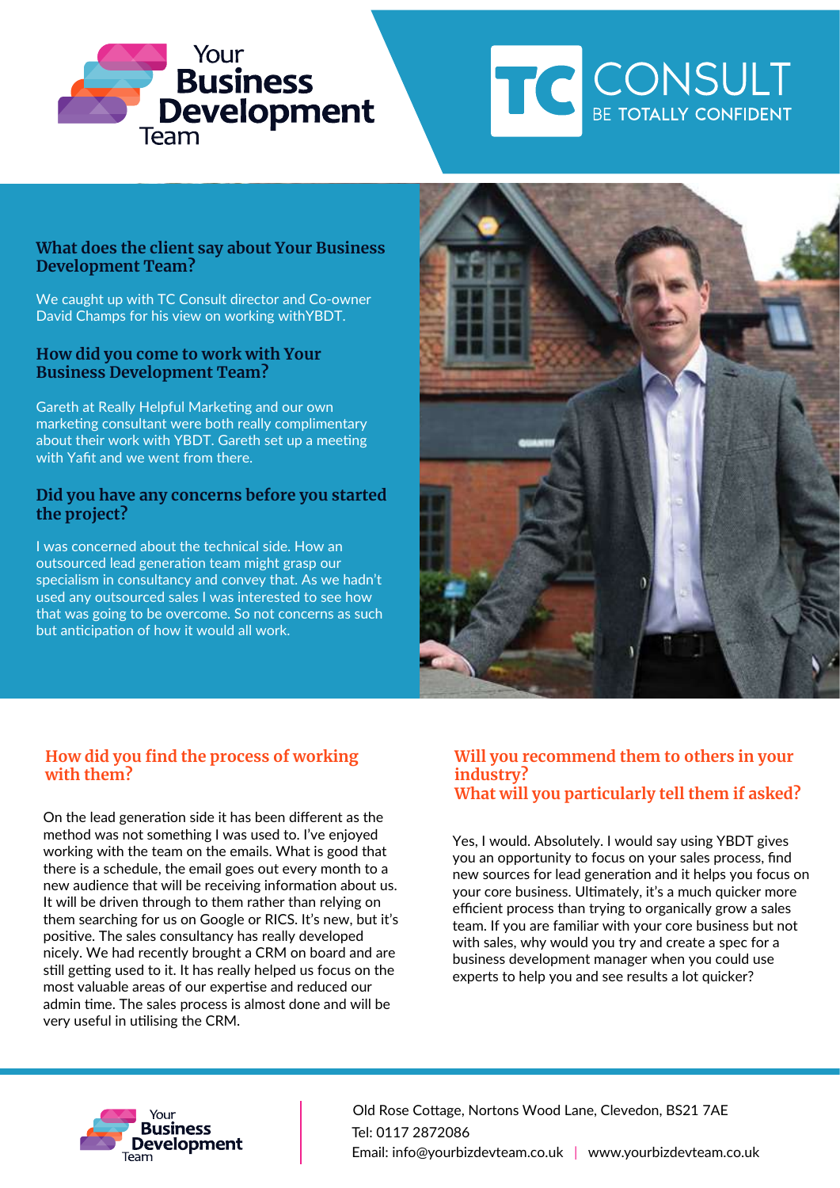Your Business Development Team

TC CONSULT
BE TOTALLY CONFIDENT

## What does the client say about Your Business Development Team?

We caught up with TC Consult director and Co-owner David Champs for his view on working withYBDT.

## How did you come to work with Your Business Development Team?

Gareth at Really Helpful Marketing and our own marketing consultant were both really complimentary about their work with YBDT. Gareth set up a meeting with Yafit and we went from there.

## Did you have any concerns before you started the project?

I was concerned about the technical side. How an outsourced lead generation team might grasp our specialism in consultancy and convey that. As we hadn't used any outsourced sales I was interested to see how that was going to be overcome. So not concerns as such but anticipation of how it would all work.

## How did you find the process of working with them?

On the lead generation side it has been different as the method was not something I was used to. I've enjoyed working with the team on the emails. What is good that there is a schedule, the email goes out every month to a new audience that will be receiving information about us. It will be driven through to them rather than relying on them searching for us on Google or RICS. It's new, but it's positive. The sales consultancy has really developed nicely. We had recently brought a CRM on board and are still getting used to it. It has really helped us focus on the most valuable areas of our expertise and reduced our admin time. The sales process is almost done and will be very useful in utilising the CRM.

## Will you recommend them to others in your industry? What will you particularly tell them if asked?

Yes, I would. Absolutely. I would say using YBDT gives you an opportunity to focus on your sales process, find new sources for lead generation and it helps you focus on your core business. Ultimately, it's a much quicker more efficient process than trying to organically grow a sales team. If you are familiar with your core business but not with sales, why would you try and create a spec for a business development manager when you could use experts to help you and see results a lot quicker?

Your Business Development Team

Old Rose Cottage, Nortons Wood Lane, Clevedon, BS21 7AE
Tel: 0117 2872086
Email: info@yourbizdevteam.co.uk | www.yourbizdevteam.co.uk